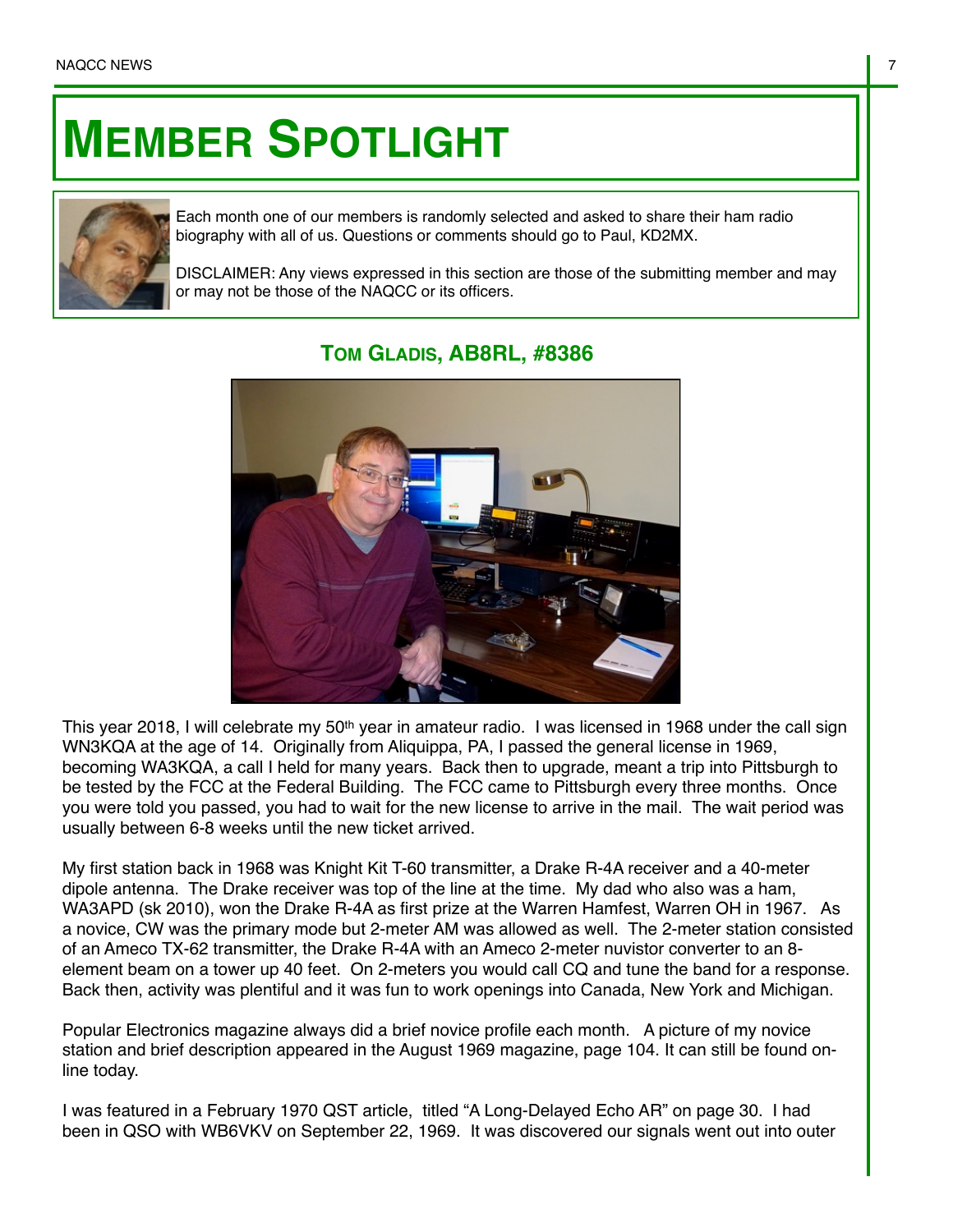# MEMBER SPOTLIGHT

Each month one of our members is randomly selected and asked to share their ham radio biography with all of us. Questions or comments should go to Paul, KD2MX.

DISCLAIMER: Any views expressed in this section are those of the submitting member and may or may not be those of the NAQCC or its officers.

## TOM GLADIS, AB8RL, #8386

This year 2018, I will celebrate my 50th year in amateur radio. I was licensed in 1968 under the call sign WN3KQA at the age of 14. Originally from Aliquippa, PA, I passed the general license in 1969, becoming WA3KQA, a call I held for many years. Back then to upgrade, meant a trip into Pittsburgh to be tested by the FCC at the Federal Building. The FCC came to Pittsburgh every three months. Once you were told you passed, you had to wait for the new license to arrive in the mail. The wait period was usually between 6-8 weeks until the new ticket arrived.

My first station back in 1968 was Knight Kit T-60 transmitter, a Drake R-4A receiver and a 40-meter dipole antenna. The Drake receiver was top of the line at the time. My dad who also was a ham, WA3APD (sk 2010), won the Drake R-4A as first prize at the Warren Hamfest, Warren OH in 1967. As a novice, CW was the primary mode but 2-meter AM was allowed as well. The 2-meter station consisted of an Ameco TX-62 transmitter, the Drake R-4A with an Ameco 2-meter nuvistor converter to an 8-element beam on a tower up 40 feet. On 2-meters you would call CQ and tune the band for a response. Back then, activity was plentiful and it was fun to work openings into Canada, New York and Michigan.

Popular Electronics magazine always did a brief novice profile each month. A picture of my novice station and brief description appeared in the August 1969 magazine, page 104. It can still be found on-line today.

I was featured in a February 1970 QST article, titled "A Long-Delayed Echo AR" on page 30. I had been in QSO with WB6VKV on September 22, 1969. It was discovered our signals went out into outer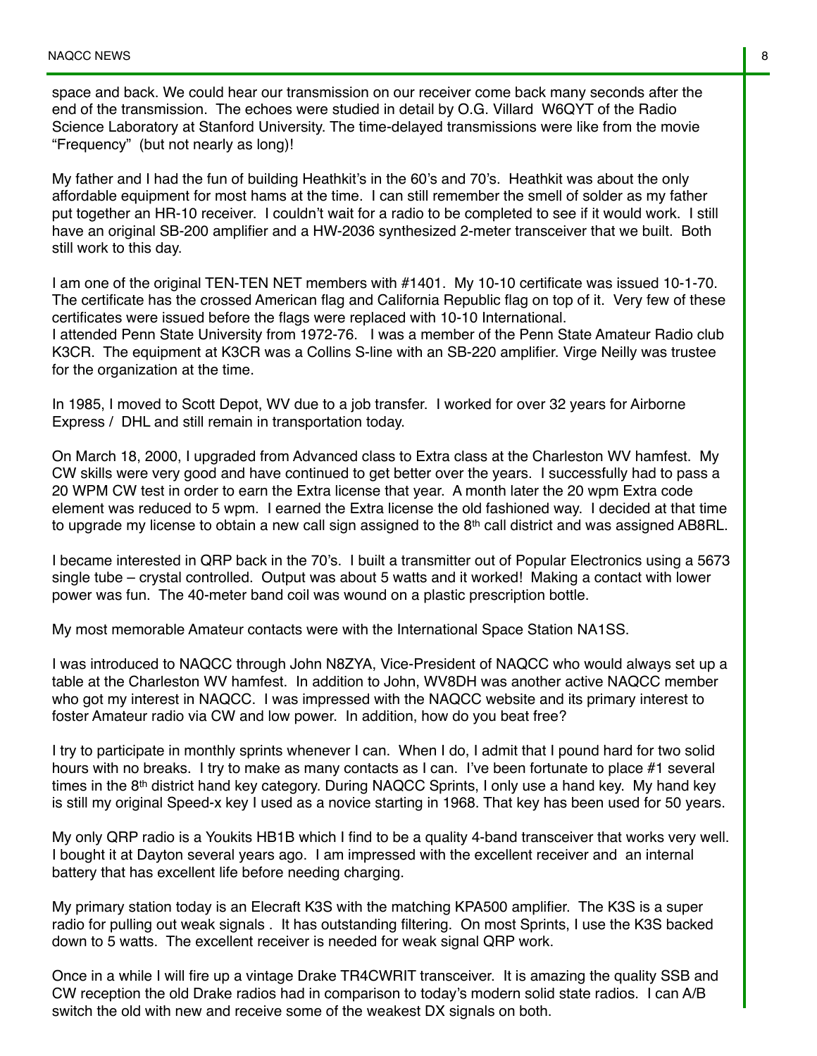space and back. We could hear our transmission on our receiver come back many seconds after the end of the transmission. The echoes were studied in detail by O.G. Villard W6QYT of the Radio Science Laboratory at Stanford University. The time-delayed transmissions were like from the movie "Frequency" (but not nearly as long)!

My father and I had the fun of building Heathkit's in the 60's and 70's. Heathkit was about the only affordable equipment for most hams at the time. I can still remember the smell of solder as my father put together an HR-10 receiver. I couldn't wait for a radio to be completed to see if it would work. I still have an original SB-200 amplifier and a HW-2036 synthesized 2-meter transceiver that we built. Both still work to this day.

I am one of the original TEN-TEN NET members with #1401. My 10-10 certificate was issued 10-1-70. The certificate has the crossed American flag and California Republic flag on top of it. Very few of these certificates were issued before the flags were replaced with 10-10 International.
I attended Penn State University from 1972-76. I was a member of the Penn State Amateur Radio club K3CR. The equipment at K3CR was a Collins S-line with an SB-220 amplifier. Virge Neilly was trustee for the organization at the time.

In 1985, I moved to Scott Depot, WV due to a job transfer. I worked for over 32 years for Airborne Express / DHL and still remain in transportation today.

On March 18, 2000, I upgraded from Advanced class to Extra class at the Charleston WV hamfest. My CW skills were very good and have continued to get better over the years. I successfully had to pass a 20 WPM CW test in order to earn the Extra license that year. A month later the 20 wpm Extra code element was reduced to 5 wpm. I earned the Extra license the old fashioned way. I decided at that time to upgrade my license to obtain a new call sign assigned to the 8th call district and was assigned AB8RL.

I became interested in QRP back in the 70's. I built a transmitter out of Popular Electronics using a 5673 single tube – crystal controlled. Output was about 5 watts and it worked! Making a contact with lower power was fun. The 40-meter band coil was wound on a plastic prescription bottle.

My most memorable Amateur contacts were with the International Space Station NA1SS.

I was introduced to NAQCC through John N8ZYA, Vice-President of NAQCC who would always set up a table at the Charleston WV hamfest. In addition to John, WV8DH was another active NAQCC member who got my interest in NAQCC. I was impressed with the NAQCC website and its primary interest to foster Amateur radio via CW and low power. In addition, how do you beat free?

I try to participate in monthly sprints whenever I can. When I do, I admit that I pound hard for two solid hours with no breaks. I try to make as many contacts as I can. I've been fortunate to place #1 several times in the 8th district hand key category. During NAQCC Sprints, I only use a hand key. My hand key is still my original Speed-x key I used as a novice starting in 1968. That key has been used for 50 years.

My only QRP radio is a Youkits HB1B which I find to be a quality 4-band transceiver that works very well. I bought it at Dayton several years ago. I am impressed with the excellent receiver and an internal battery that has excellent life before needing charging.

My primary station today is an Elecraft K3S with the matching KPA500 amplifier. The K3S is a super radio for pulling out weak signals . It has outstanding filtering. On most Sprints, I use the K3S backed down to 5 watts. The excellent receiver is needed for weak signal QRP work.

Once in a while I will fire up a vintage Drake TR4CWRIT transceiver. It is amazing the quality SSB and CW reception the old Drake radios had in comparison to today's modern solid state radios. I can A/B switch the old with new and receive some of the weakest DX signals on both.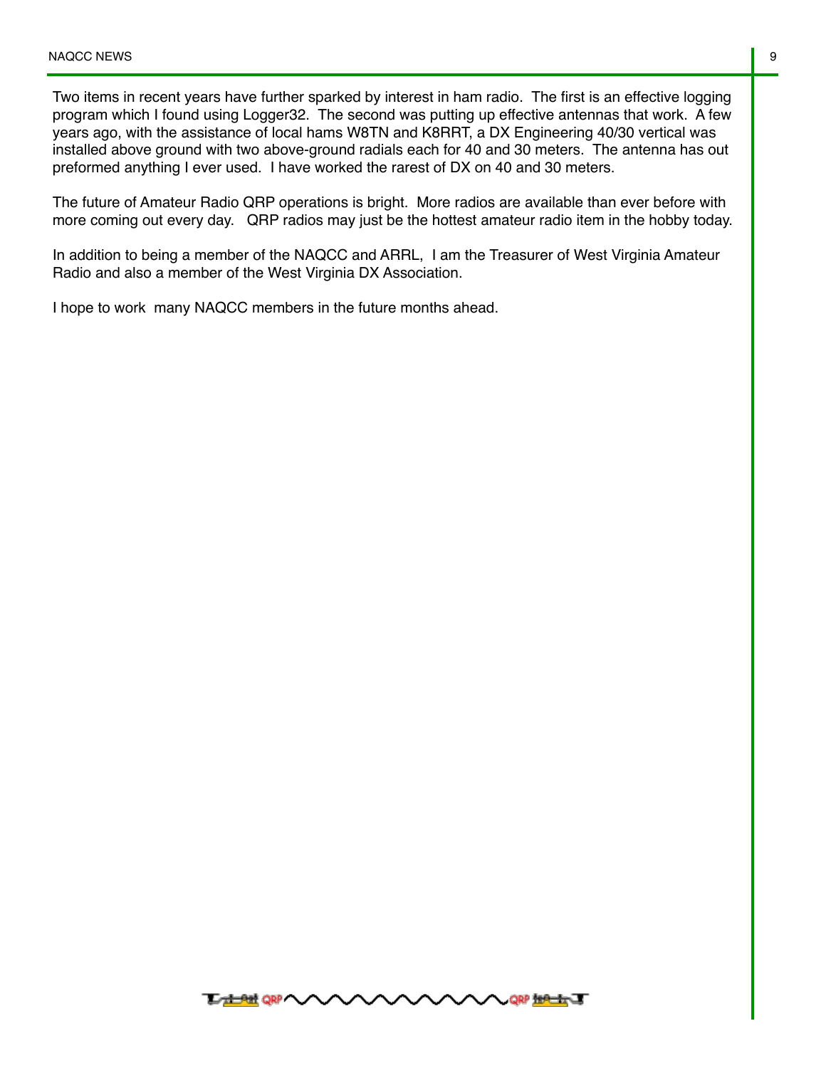Two items in recent years have further sparked by interest in ham radio. The first is an effective logging program which I found using Logger32. The second was putting up effective antennas that work. A few years ago, with the assistance of local hams W8TN and K8RRT, a DX Engineering 40/30 vertical was installed above ground with two above-ground radials each for 40 and 30 meters. The antenna has out preformed anything I ever used. I have worked the rarest of DX on 40 and 30 meters.

The future of Amateur Radio QRP operations is bright. More radios are available than ever before with more coming out every day. QRP radios may just be the hottest amateur radio item in the hobby today.

In addition to being a member of the NAQCC and ARRL, I am the Treasurer of West Virginia Amateur Radio and also a member of the West Virginia DX Association.

I hope to work many NAQCC members in the future months ahead.